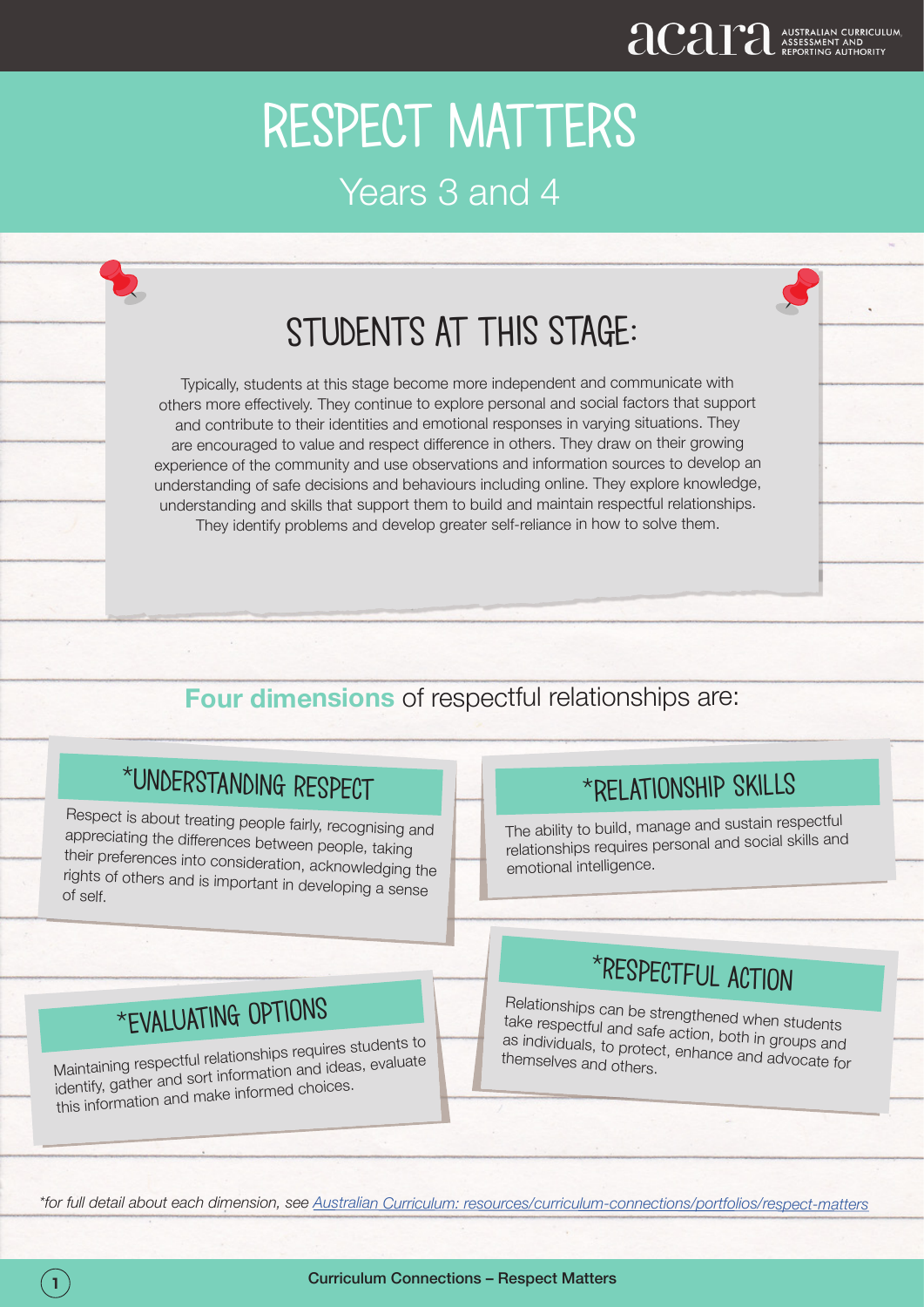# RESPECT MATTERS

## Years 3 and 4

## STUDENTS AT THIS STAGE:

Typically, students at this stage become more independent and communicate with others more effectively. They continue to explore personal and social factors that support and contribute to their identities and emotional responses in varying situations. They are encouraged to value and respect difference in others. They draw on their growing experience of the community and use observations and information sources to develop an understanding of safe decisions and behaviours including online. They explore knowledge, understanding and skills that support them to build and maintain respectful relationships. They identify problems and develop greater self-reliance in how to solve them.

**Four dimensions** of respectful relationships are:

### *UNDERSTANDING RESPECT

Respect is about treating people fairly, recognising and appreciating the differences between people, taking their preferences into consideration, acknowledging the rights of others and is important in developing a sense of self.

### *RELATIONSHIP SKILLS

The ability to build, manage and sustain respectful relationships requires personal and social skills and emotional intelligence.

### *EVALUATING OPTIONS

Maintaining respectful relationships requires students to identify, gather and sort information and ideas, evaluate this information and make informed choices.

### *RESPECTFUL ACTION

Relationships can be strengthened when students take respectful and safe action, both in groups and as individuals, to protect, enhance and advocate for themselves and others.

*\*for full detail about each dimension, see [Australian Curriculum: resources/curriculum-connections/portfolios/respect-matters]*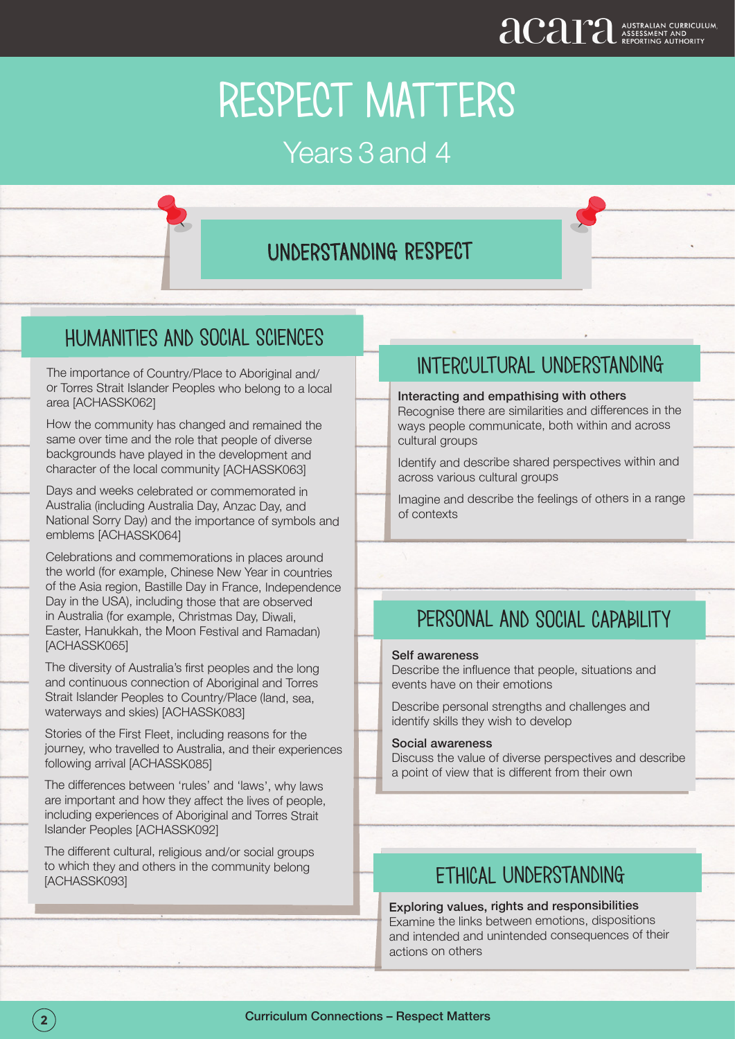# RESPECT MATTERS

## Years 3 and 4

## UNDERSTANDING RESPECT

### HUMANITIES AND SOCIAL SCIENCES

The importance of Country/Place to Aboriginal and/or Torres Strait Islander Peoples who belong to a local area [ACHASSK062]

How the community has changed and remained the same over time and the role that people of diverse backgrounds have played in the development and character of the local community [ACHASSK063]

Days and weeks celebrated or commemorated in Australia (including Australia Day, Anzac Day, and National Sorry Day) and the importance of symbols and emblems [ACHASSK064]

Celebrations and commemorations in places around the world (for example, Chinese New Year in countries of the Asia region, Bastille Day in France, Independence Day in the USA), including those that are observed in Australia (for example, Christmas Day, Diwali, Easter, Hanukkah, the Moon Festival and Ramadan) [ACHASSK065]

The diversity of Australia's first peoples and the long and continuous connection of Aboriginal and Torres Strait Islander Peoples to Country/Place (land, sea, waterways and skies) [ACHASSK083]

Stories of the First Fleet, including reasons for the journey, who travelled to Australia, and their experiences following arrival [ACHASSK085]

The differences between 'rules' and 'laws', why laws are important and how they affect the lives of people, including experiences of Aboriginal and Torres Strait Islander Peoples [ACHASSK092]

The different cultural, religious and/or social groups to which they and others in the community belong [ACHASSK093]

### INTERCULTURAL UNDERSTANDING

**Interacting and empathising with others**
Recognise there are similarities and differences in the ways people communicate, both within and across cultural groups

Identify and describe shared perspectives within and across various cultural groups

Imagine and describe the feelings of others in a range of contexts

### PERSONAL AND SOCIAL CAPABILITY

**Self awareness**
Describe the influence that people, situations and events have on their emotions

Describe personal strengths and challenges and identify skills they wish to develop

**Social awareness**
Discuss the value of diverse perspectives and describe a point of view that is different from their own

### ETHICAL UNDERSTANDING

**Exploring values, rights and responsibilities**
Examine the links between emotions, dispositions and intended and unintended consequences of their actions on others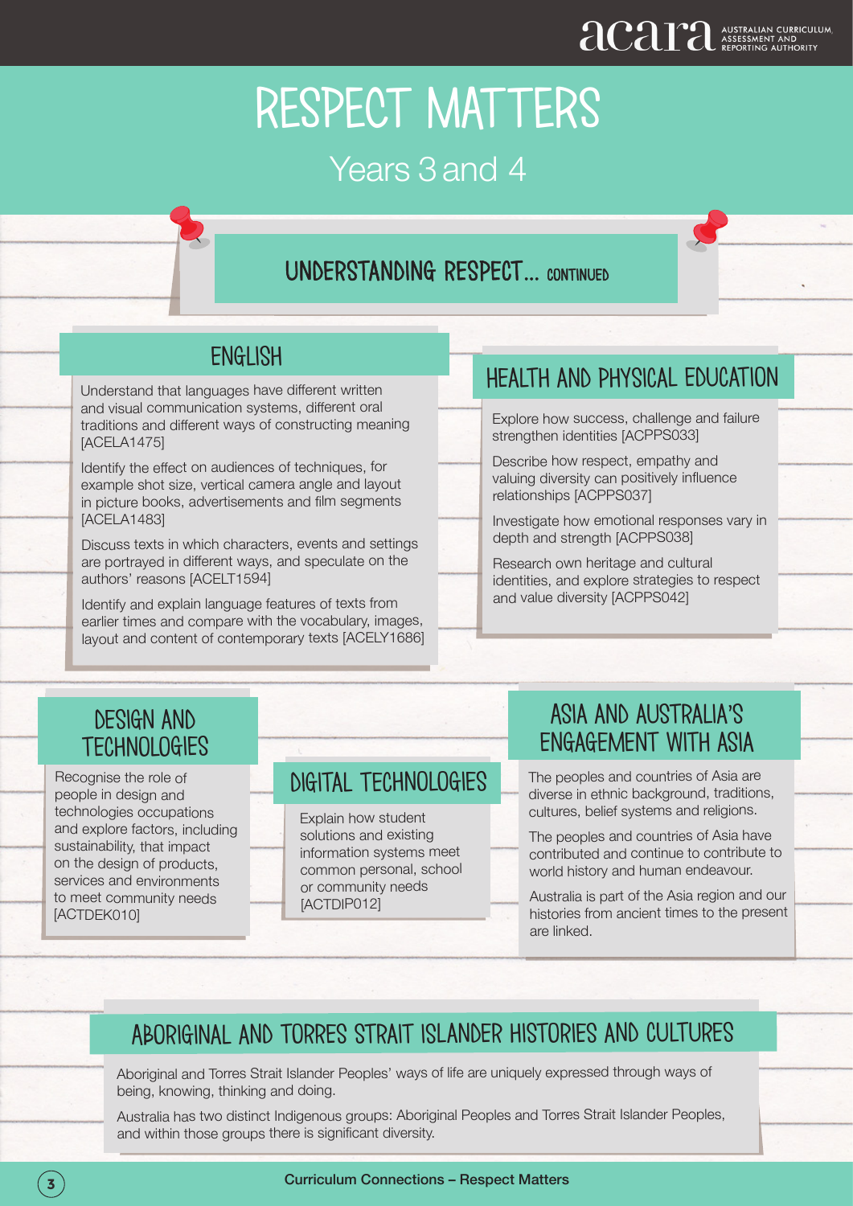# RESPECT MATTERS

Years 3 and 4

## UNDERSTANDING RESPECT... CONTINUED

### ENGLISH

Understand that languages have different written and visual communication systems, different oral traditions and different ways of constructing meaning [ACELA1475]

Identify the effect on audiences of techniques, for example shot size, vertical camera angle and layout in picture books, advertisements and film segments [ACELA1483]

Discuss texts in which characters, events and settings are portrayed in different ways, and speculate on the authors' reasons [ACELT1594]

Identify and explain language features of texts from earlier times and compare with the vocabulary, images, layout and content of contemporary texts [ACELY1686]

### HEALTH AND PHYSICAL EDUCATION

Explore how success, challenge and failure strengthen identities [ACPPS033]

Describe how respect, empathy and valuing diversity can positively influence relationships [ACPPS037]

Investigate how emotional responses vary in depth and strength [ACPPS038]

Research own heritage and cultural identities, and explore strategies to respect and value diversity [ACPPS042]

### DESIGN AND TECHNOLOGIES

Recognise the role of people in design and technologies occupations and explore factors, including sustainability, that impact on the design of products, services and environments to meet community needs [ACTDEK010]

### DIGITAL TECHNOLOGIES

Explain how student solutions and existing information systems meet common personal, school or community needs [ACTDIP012]

### ASIA AND AUSTRALIA'S ENGAGEMENT WITH ASIA

The peoples and countries of Asia are diverse in ethnic background, traditions, cultures, belief systems and religions.

The peoples and countries of Asia have contributed and continue to contribute to world history and human endeavour.

Australia is part of the Asia region and our histories from ancient times to the present are linked.

### ABORIGINAL AND TORRES STRAIT ISLANDER HISTORIES AND CULTURES

Aboriginal and Torres Strait Islander Peoples' ways of life are uniquely expressed through ways of being, knowing, thinking and doing.

Australia has two distinct Indigenous groups: Aboriginal Peoples and Torres Strait Islander Peoples, and within those groups there is significant diversity.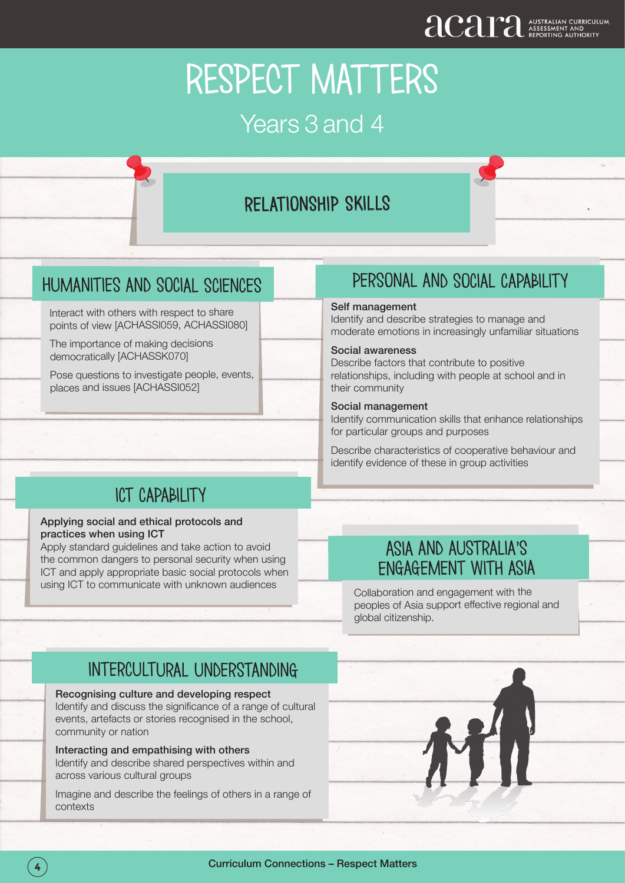# RESPECT MATTERS

## Years 3 and 4

## RELATIONSHIP SKILLS

### HUMANITIES AND SOCIAL SCIENCES

Interact with others with respect to share points of view [ACHASSI059, ACHASSI080]

The importance of making decisions democratically [ACHASSK070]

Pose questions to investigate people, events, places and issues [ACHASSI052]

### PERSONAL AND SOCIAL CAPABILITY

**Self management**
Identify and describe strategies to manage and moderate emotions in increasingly unfamiliar situations

**Social awareness**
Describe factors that contribute to positive relationships, including with people at school and in their community

**Social management**
Identify communication skills that enhance relationships for particular groups and purposes

Describe characteristics of cooperative behaviour and identify evidence of these in group activities

### ICT CAPABILITY

**Applying social and ethical protocols and practices when using ICT**
Apply standard guidelines and take action to avoid the common dangers to personal security when using ICT and apply appropriate basic social protocols when using ICT to communicate with unknown audiences

### ASIA AND AUSTRALIA'S ENGAGEMENT WITH ASIA

Collaboration and engagement with the peoples of Asia support effective regional and global citizenship.

### INTERCULTURAL UNDERSTANDING

**Recognising culture and developing respect**
Identify and discuss the significance of a range of cultural events, artefacts or stories recognised in the school, community or nation

**Interacting and empathising with others**
Identify and describe shared perspectives within and across various cultural groups

Imagine and describe the feelings of others in a range of contexts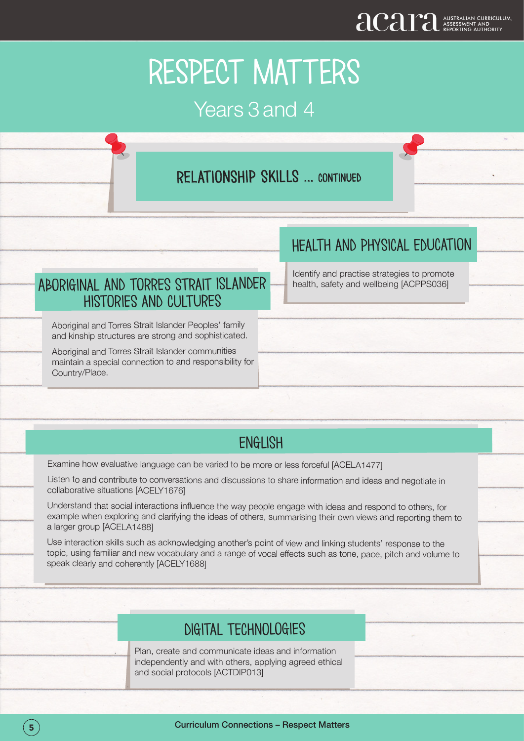# RESPECT MATTERS

## Years 3 and 4

### RELATIONSHIP SKILLS ... CONTINUED

### ABORIGINAL AND TORRES STRAIT ISLANDER HISTORIES AND CULTURES

Aboriginal and Torres Strait Islander Peoples' family and kinship structures are strong and sophisticated.

Aboriginal and Torres Strait Islander communities maintain a special connection to and responsibility for Country/Place.

### HEALTH AND PHYSICAL EDUCATION

Identify and practise strategies to promote health, safety and wellbeing [ACPPS036]

### ENGLISH

Examine how evaluative language can be varied to be more or less forceful [ACELA1477]

Listen to and contribute to conversations and discussions to share information and ideas and negotiate in collaborative situations [ACELY1676]

Understand that social interactions influence the way people engage with ideas and respond to others, for example when exploring and clarifying the ideas of others, summarising their own views and reporting them to a larger group [ACELA1488]

Use interaction skills such as acknowledging another's point of view and linking students' response to the topic, using familiar and new vocabulary and a range of vocal effects such as tone, pace, pitch and volume to speak clearly and coherently [ACELY1688]

### DIGITAL TECHNOLOGIES

Plan, create and communicate ideas and information independently and with others, applying agreed ethical and social protocols [ACTDIP013]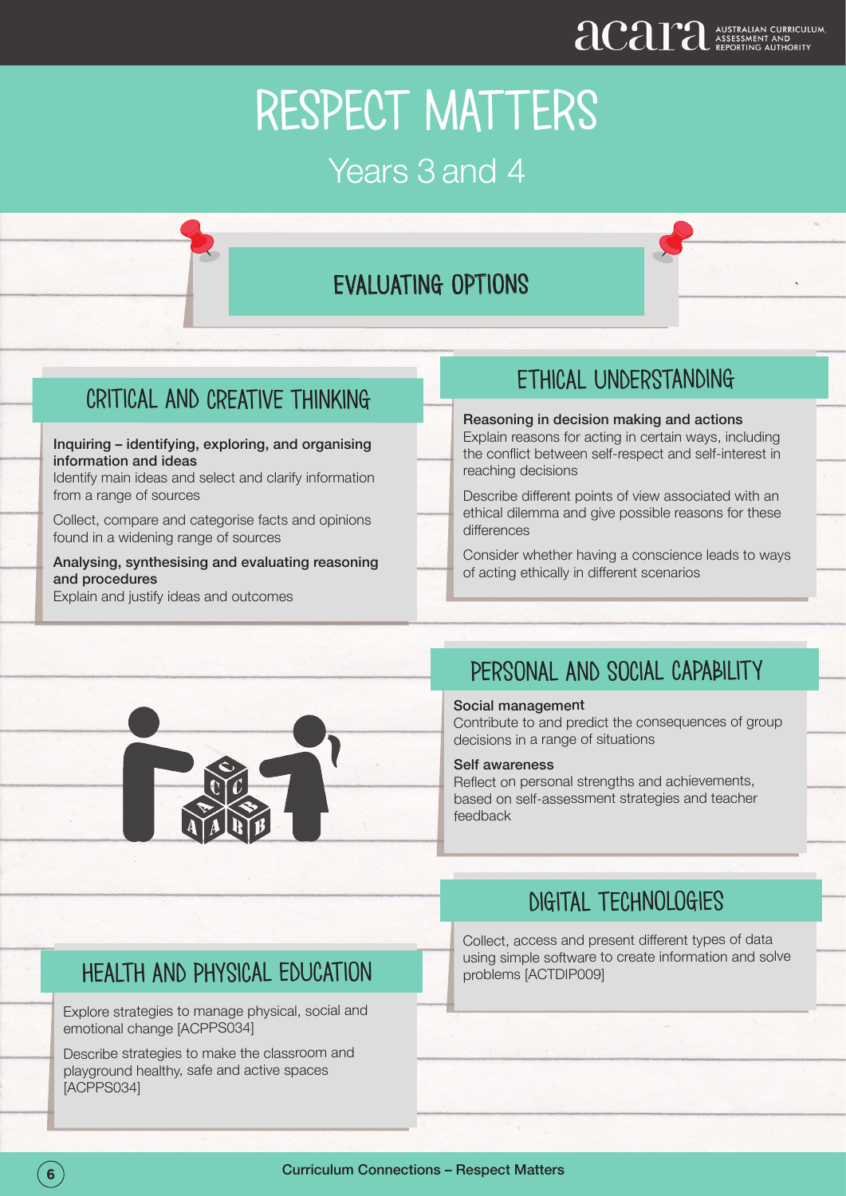# RESPECT MATTERS

## Years 3 and 4

## EVALUATING OPTIONS

### CRITICAL AND CREATIVE THINKING

**Inquiring – identifying, exploring, and organising information and ideas**
Identify main ideas and select and clarify information from a range of sources

Collect, compare and categorise facts and opinions found in a widening range of sources

**Analysing, synthesising and evaluating reasoning and procedures**
Explain and justify ideas and outcomes

### ETHICAL UNDERSTANDING

**Reasoning in decision making and actions**
Explain reasons for acting in certain ways, including the conflict between self-respect and self-interest in reaching decisions

Describe different points of view associated with an ethical dilemma and give possible reasons for these differences

Consider whether having a conscience leads to ways of acting ethically in different scenarios

### PERSONAL AND SOCIAL CAPABILITY

**Social management**
Contribute to and predict the consequences of group decisions in a range of situations

**Self awareness**
Reflect on personal strengths and achievements, based on self-assessment strategies and teacher feedback

### DIGITAL TECHNOLOGIES

Collect, access and present different types of data using simple software to create information and solve problems [ACTDIP009]

### HEALTH AND PHYSICAL EDUCATION

Explore strategies to manage physical, social and emotional change [ACPPS034]

Describe strategies to make the classroom and playground healthy, safe and active spaces [ACPPS034]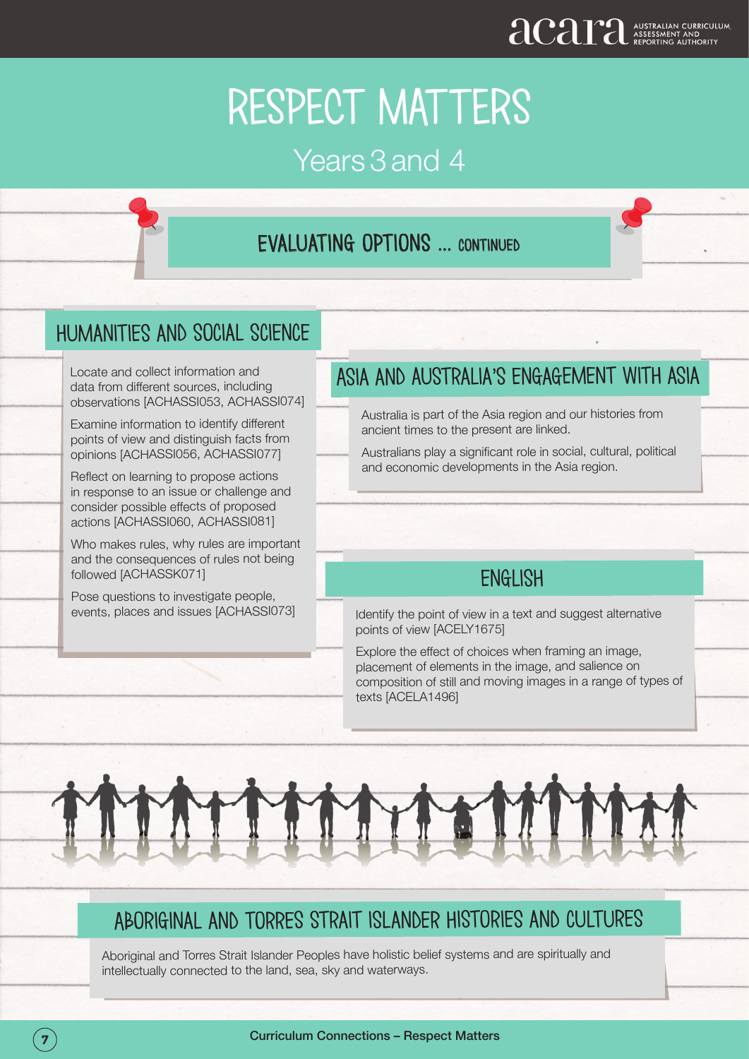# RESPECT MATTERS

## Years 3 and 4

### EVALUATING OPTIONS ... CONTINUED

### HUMANITIES AND SOCIAL SCIENCE

Locate and collect information and data from different sources, including observations [ACHASSI053, ACHASSI074]

Examine information to identify different points of view and distinguish facts from opinions [ACHASSI056, ACHASSI077]

Reflect on learning to propose actions in response to an issue or challenge and consider possible effects of proposed actions [ACHASSI060, ACHASSI081]

Who makes rules, why rules are important and the consequences of rules not being followed [ACHASSK071]

Pose questions to investigate people, events, places and issues [ACHASSI073]

### ASIA AND AUSTRALIA'S ENGAGEMENT WITH ASIA

Australia is part of the Asia region and our histories from ancient times to the present are linked.

Australians play a significant role in social, cultural, political and economic developments in the Asia region.

### ENGLISH

Identify the point of view in a text and suggest alternative points of view [ACELY1675]

Explore the effect of choices when framing an image, placement of elements in the image, and salience on composition of still and moving images in a range of types of texts [ACELA1496]

### ABORIGINAL AND TORRES STRAIT ISLANDER HISTORIES AND CULTURES

Aboriginal and Torres Strait Islander Peoples have holistic belief systems and are spiritually and intellectually connected to the land, sea, sky and waterways.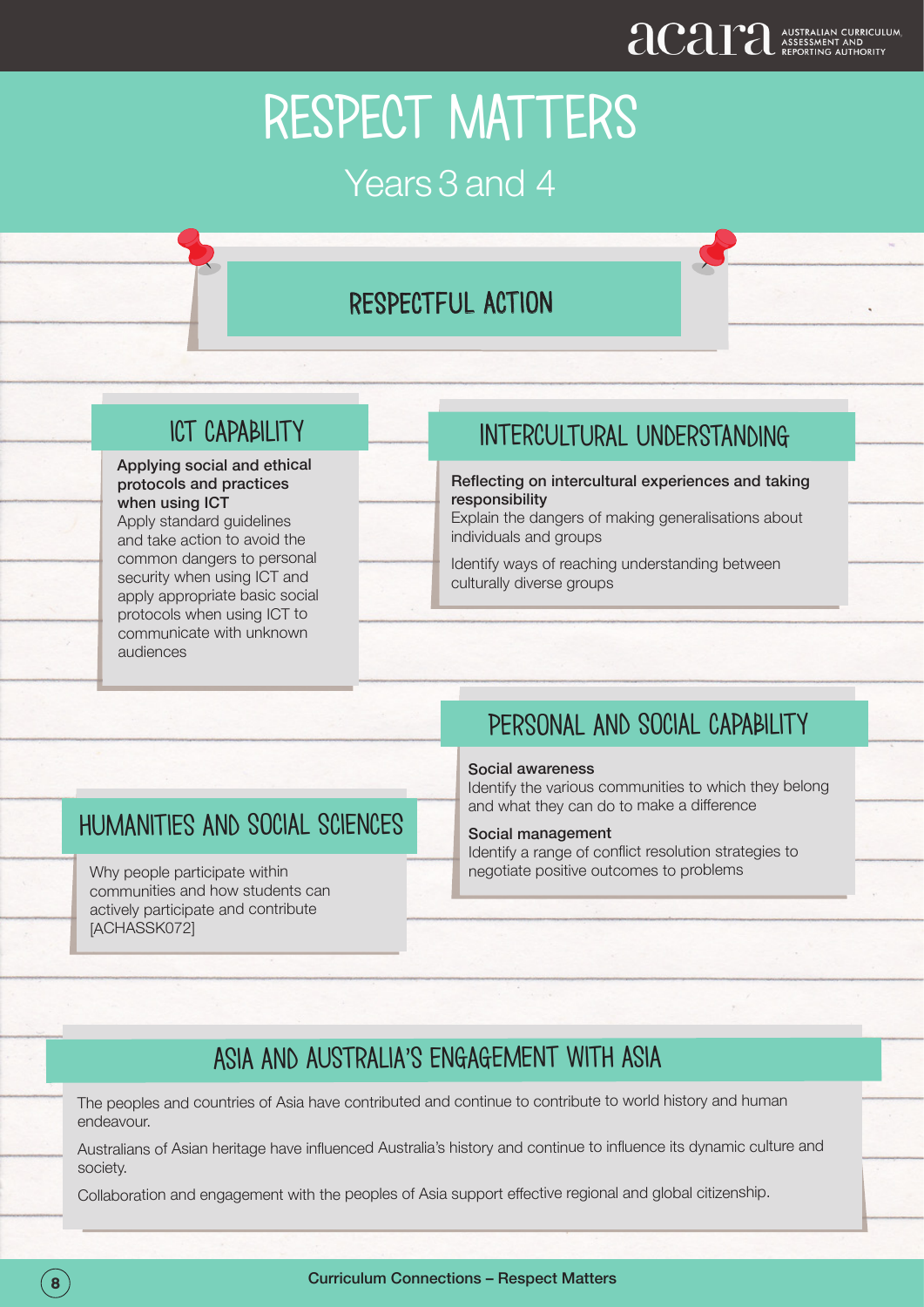# RESPECT MATTERS

## Years 3 and 4

## RESPECTFUL ACTION

### ICT CAPABILITY

**Applying social and ethical protocols and practices when using ICT**

Apply standard guidelines and take action to avoid the common dangers to personal security when using ICT and apply appropriate basic social protocols when using ICT to communicate with unknown audiences

### INTERCULTURAL UNDERSTANDING

**Reflecting on intercultural experiences and taking responsibility**

Explain the dangers of making generalisations about individuals and groups

Identify ways of reaching understanding between culturally diverse groups

### PERSONAL AND SOCIAL CAPABILITY

**Social awareness**

Identify the various communities to which they belong and what they can do to make a difference

**Social management**

Identify a range of conflict resolution strategies to negotiate positive outcomes to problems

### HUMANITIES AND SOCIAL SCIENCES

Why people participate within communities and how students can actively participate and contribute [ACHASSK072]

### ASIA AND AUSTRALIA'S ENGAGEMENT WITH ASIA

The peoples and countries of Asia have contributed and continue to contribute to world history and human endeavour.

Australians of Asian heritage have influenced Australia's history and continue to influence its dynamic culture and society.

Collaboration and engagement with the peoples of Asia support effective regional and global citizenship.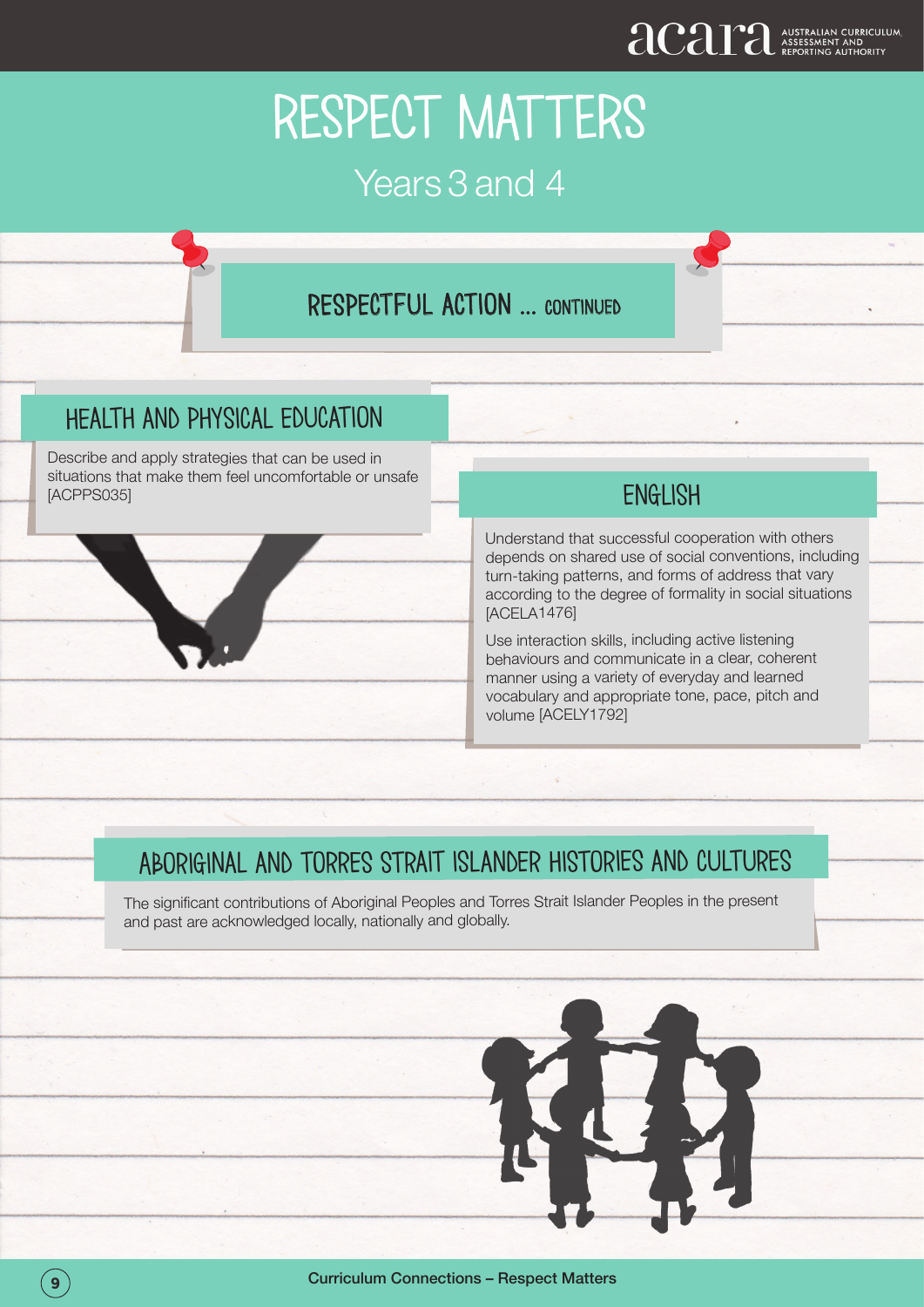# RESPECT MATTERS

## Years 3 and 4

## RESPECTFUL ACTION ... CONTINUED

### HEALTH AND PHYSICAL EDUCATION

Describe and apply strategies that can be used in situations that make them feel uncomfortable or unsafe [ACPPS035]

### ENGLISH

Understand that successful cooperation with others depends on shared use of social conventions, including turn-taking patterns, and forms of address that vary according to the degree of formality in social situations [ACELA1476]

Use interaction skills, including active listening behaviours and communicate in a clear, coherent manner using a variety of everyday and learned vocabulary and appropriate tone, pace, pitch and volume [ACELY1792]

### ABORIGINAL AND TORRES STRAIT ISLANDER HISTORIES AND CULTURES

The significant contributions of Aboriginal Peoples and Torres Strait Islander Peoples in the present and past are acknowledged locally, nationally and globally.